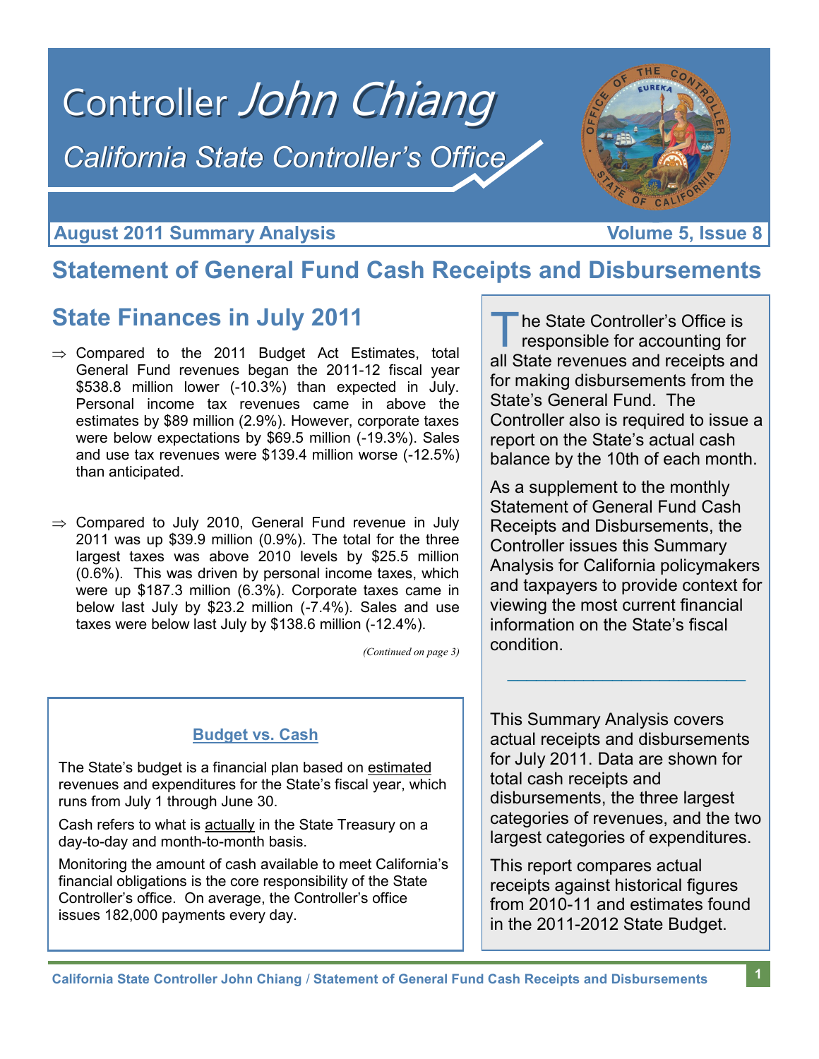# Controller *John Chiang*

## *California State Controller's Office*

**August 2011 Summary Analysis** **Volume 5, Issue 8**

# Statement of General Fund Cash Receipts and Disbursements

## State Finances in July 2011

⇒ Compared to the 2011 Budget Act Estimates, total General Fund revenues began the 2011-12 fiscal year $538.8 million lower (-10.3%) than expected in July. Personal income tax revenues came in above the estimates by $89 million (2.9%). However, corporate taxes were below expectations by $69.5 million (-19.3%). Sales and use tax revenues were $139.4 million worse (-12.5%) than anticipated.

⇒ Compared to July 2010, General Fund revenue in July 2011 was up $39.9 million (0.9%). The total for the three largest taxes was above 2010 levels by $25.5 million (0.6%). This was driven by personal income taxes, which were up $187.3 million (6.3%). Corporate taxes came in below last July by $23.2 million (-7.4%). Sales and use taxes were below last July by $138.6 million (-12.4%).

*(Continued on page 3)*

### Budget vs. Cash

The State's budget is a financial plan based on estimated revenues and expenditures for the State's fiscal year, which runs from July 1 through June 30.

Cash refers to what is actually in the State Treasury on a day-to-day and month-to-month basis.

Monitoring the amount of cash available to meet California's financial obligations is the core responsibility of the State Controller's office. On average, the Controller's office issues 182,000 payments every day.

The State Controller's Office is responsible for accounting for all State revenues and receipts and for making disbursements from the State's General Fund. The Controller also is required to issue a report on the State's actual cash balance by the 10th of each month.

As a supplement to the monthly Statement of General Fund Cash Receipts and Disbursements, the Controller issues this Summary Analysis for California policymakers and taxpayers to provide context for viewing the most current financial information on the State's fiscal condition.

---

This Summary Analysis covers actual receipts and disbursements for July 2011. Data are shown for total cash receipts and disbursements, the three largest categories of revenues, and the two largest categories of expenditures.

This report compares actual receipts against historical figures from 2010-11 and estimates found in the 2011-2012 State Budget.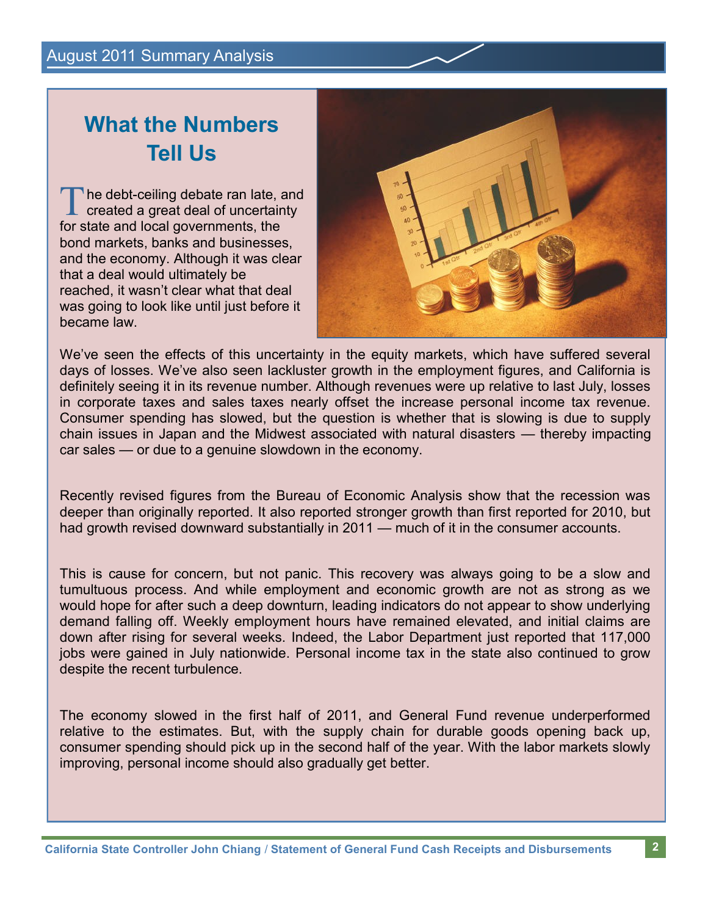# What the Numbers Tell Us

The debt-ceiling debate ran late, and created a great deal of uncertainty for state and local governments, the bond markets, banks and businesses, and the economy. Although it was clear that a deal would ultimately be reached, it wasn't clear what that deal was going to look like until just before it became law.

We've seen the effects of this uncertainty in the equity markets, which have suffered several days of losses. We've also seen lackluster growth in the employment figures, and California is definitely seeing it in its revenue number. Although revenues were up relative to last July, losses in corporate taxes and sales taxes nearly offset the increase personal income tax revenue. Consumer spending has slowed, but the question is whether that is slowing is due to supply chain issues in Japan and the Midwest associated with natural disasters — thereby impacting car sales — or due to a genuine slowdown in the economy.

Recently revised figures from the Bureau of Economic Analysis show that the recession was deeper than originally reported. It also reported stronger growth than first reported for 2010, but had growth revised downward substantially in 2011 — much of it in the consumer accounts.

This is cause for concern, but not panic. This recovery was always going to be a slow and tumultuous process. And while employment and economic growth are not as strong as we would hope for after such a deep downturn, leading indicators do not appear to show underlying demand falling off. Weekly employment hours have remained elevated, and initial claims are down after rising for several weeks. Indeed, the Labor Department just reported that 117,000 jobs were gained in July nationwide. Personal income tax in the state also continued to grow despite the recent turbulence.

The economy slowed in the first half of 2011, and General Fund revenue underperformed relative to the estimates. But, with the supply chain for durable goods opening back up, consumer spending should pick up in the second half of the year. With the labor markets slowly improving, personal income should also gradually get better.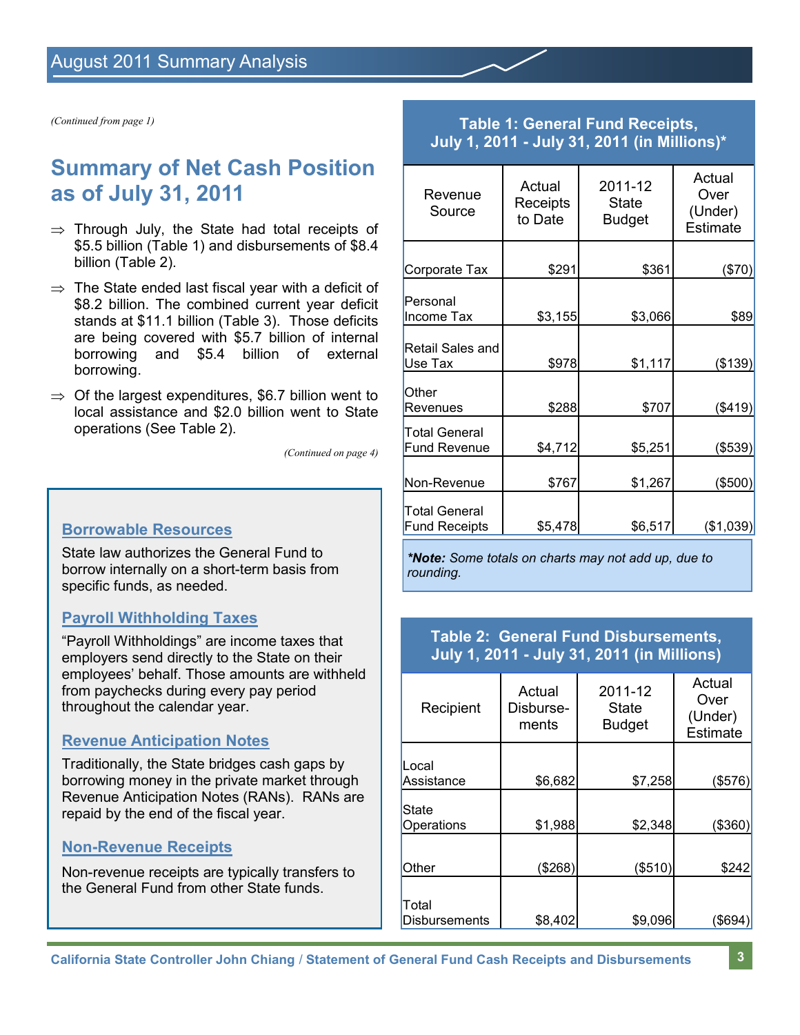*(Continued from page 1)*

## Summary of Net Cash Position as of July 31, 2011

⇒ Through July, the State had total receipts of $5.5 billion (Table 1) and disbursements of $8.4 billion (Table 2).

⇒ The State ended last fiscal year with a deficit of $8.2 billion. The combined current year deficit stands at $11.1 billion (Table 3). Those deficits are being covered with $5.7 billion of internal borrowing and $5.4 billion of external borrowing.

⇒ Of the largest expenditures, $6.7 billion went to local assistance and $2.0 billion went to State operations (See Table 2).

*(Continued on page 4)*

### Borrowable Resources

State law authorizes the General Fund to borrow internally on a short-term basis from specific funds, as needed.

### Payroll Withholding Taxes

"Payroll Withholdings" are income taxes that employers send directly to the State on their employees' behalf. Those amounts are withheld from paychecks during every pay period throughout the calendar year.

### Revenue Anticipation Notes

Traditionally, the State bridges cash gaps by borrowing money in the private market through Revenue Anticipation Notes (RANs). RANs are repaid by the end of the fiscal year.

### Non-Revenue Receipts

Non-revenue receipts are typically transfers to the General Fund from other State funds.

**Table 1: General Fund Receipts, July 1, 2011 - July 31, 2011 (in Millions)***

| Revenue Source | Actual Receipts to Date | 2011-12 State Budget | Actual Over (Under) Estimate |
|---|---|---|---|
| Corporate Tax | $291 | $361 | ($70) |
| Personal Income Tax | $3,155 | $3,066 | $89 |
| Retail Sales and Use Tax | $978 | $1,117 | ($139) |
| Other Revenues | $288 | $707 | ($419) |
| Total General Fund Revenue | $4,712 | $5,251 | ($539) |
| Non-Revenue | $767 | $1,267 | ($500) |
| Total General Fund Receipts | $5,478 | $6,517 | ($1,039) |

***Note:** Some totals on charts may not add up, due to rounding.*

**Table 2: General Fund Disbursements, July 1, 2011 - July 31, 2011 (in Millions)**

| Recipient | Actual Disbursements | 2011-12 State Budget | Actual Over (Under) Estimate |
|---|---|---|---|
| Local Assistance | $6,682 | $7,258 | ($576) |
| State Operations | $1,988 | $2,348 | ($360) |
| Other | ($268) | ($510) | $242 |
| Total Disbursements | $8,402 | $9,096 | ($694) |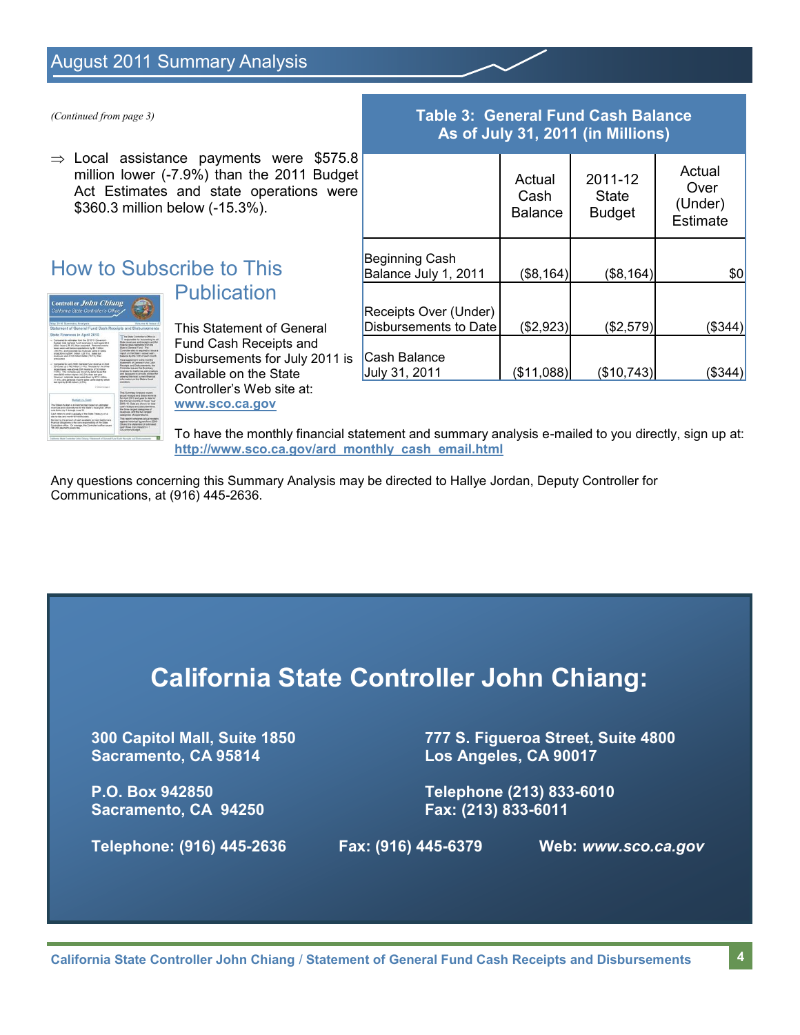*(Continued from page 3)*

⇒ Local assistance payments were $575.8 million lower (-7.9%) than the 2011 Budget Act Estimates and state operations were $360.3 million below (-15.3%).

**Table 3: General Fund Cash Balance As of July 31, 2011 (in Millions)**

| | Actual Cash Balance | 2011-12 State Budget | Actual Over (Under) Estimate |
|---|---|---|---|
| Beginning Cash Balance July 1, 2011 | ($8,164) | ($8,164) | $0 |
| Receipts Over (Under) Disbursements to Date | ($2,923) | ($2,579) | ($344) |
| Cash Balance July 31, 2011 | ($11,088) | ($10,743) | ($344) |

## How to Subscribe to This Publication

This Statement of General Fund Cash Receipts and Disbursements for July 2011 is available on the State Controller's Web site at: **www.sco.ca.gov**

To have the monthly financial statement and summary analysis e-mailed to you directly, sign up at: **http://www.sco.ca.gov/ard_monthly_cash_email.html**

Any questions concerning this Summary Analysis may be directed to Hallye Jordan, Deputy Controller for Communications, at (916) 445-2636.

## California State Controller John Chiang:

**300 Capitol Mall, Suite 1850**
**Sacramento, CA 95814**

**P.O. Box 942850**
**Sacramento, CA 94250**

**777 S. Figueroa Street, Suite 4800**
**Los Angeles, CA 90017**

**Telephone (213) 833-6010**
**Fax: (213) 833-6011**

**Telephone: (916) 445-2636** **Fax: (916) 445-6379** **Web: *www.sco.ca.gov***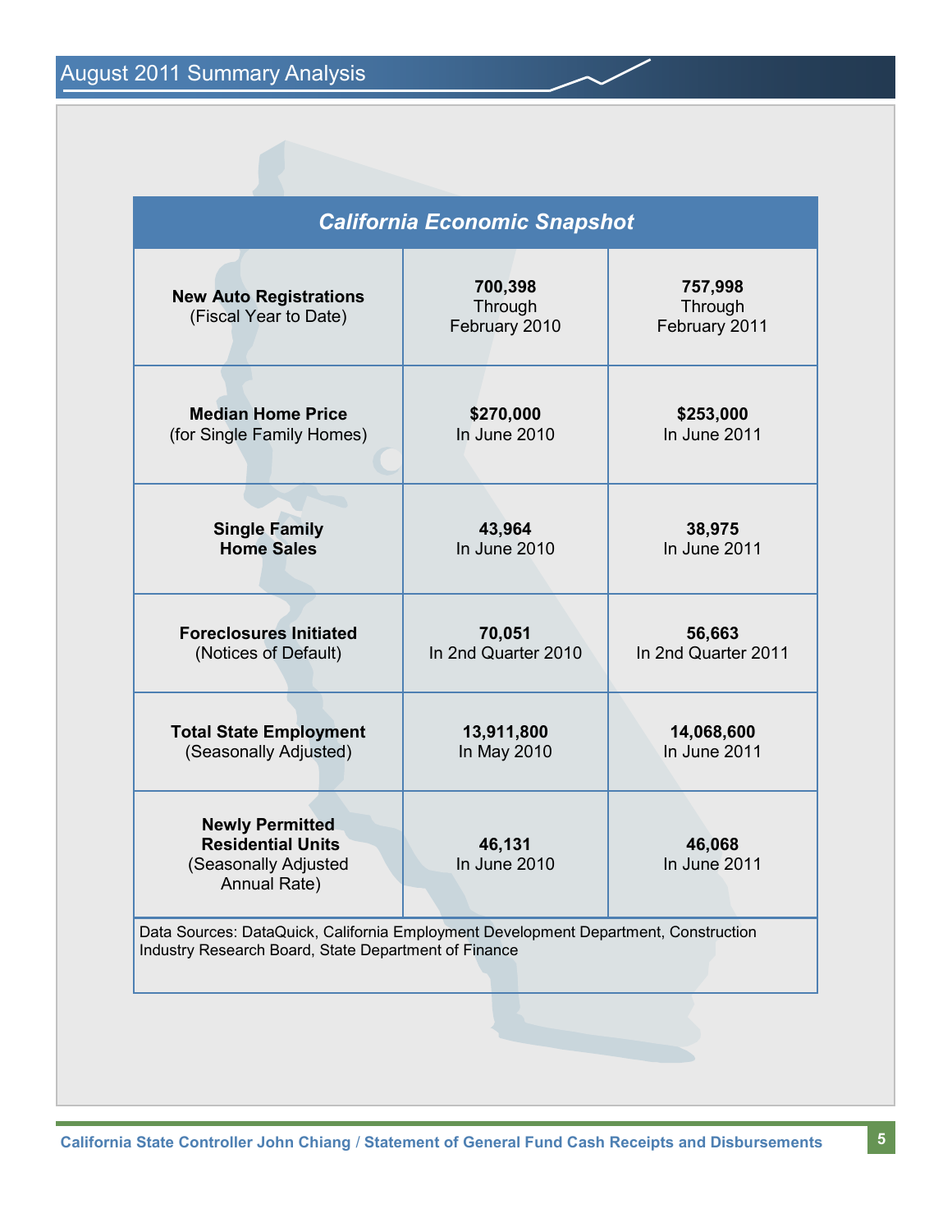## California Economic Snapshot

| | | |
|---|---|---|
| **New Auto Registrations** (Fiscal Year to Date) | **700,398** Through February 2010 | **757,998** Through February 2011 |
| **Median Home Price** (for Single Family Homes) | **$270,000** In June 2010 | **$253,000** In June 2011 |
| **Single Family Home Sales** | **43,964** In June 2010 | **38,975** In June 2011 |
| **Foreclosures Initiated** (Notices of Default) | **70,051** In 2nd Quarter 2010 | **56,663** In 2nd Quarter 2011 |
| **Total State Employment** (Seasonally Adjusted) | **13,911,800** In May 2010 | **14,068,600** In June 2011 |
| **Newly Permitted Residential Units** (Seasonally Adjusted Annual Rate) | **46,131** In June 2010 | **46,068** In June 2011 |

Data Sources: DataQuick, California Employment Development Department, Construction Industry Research Board, State Department of Finance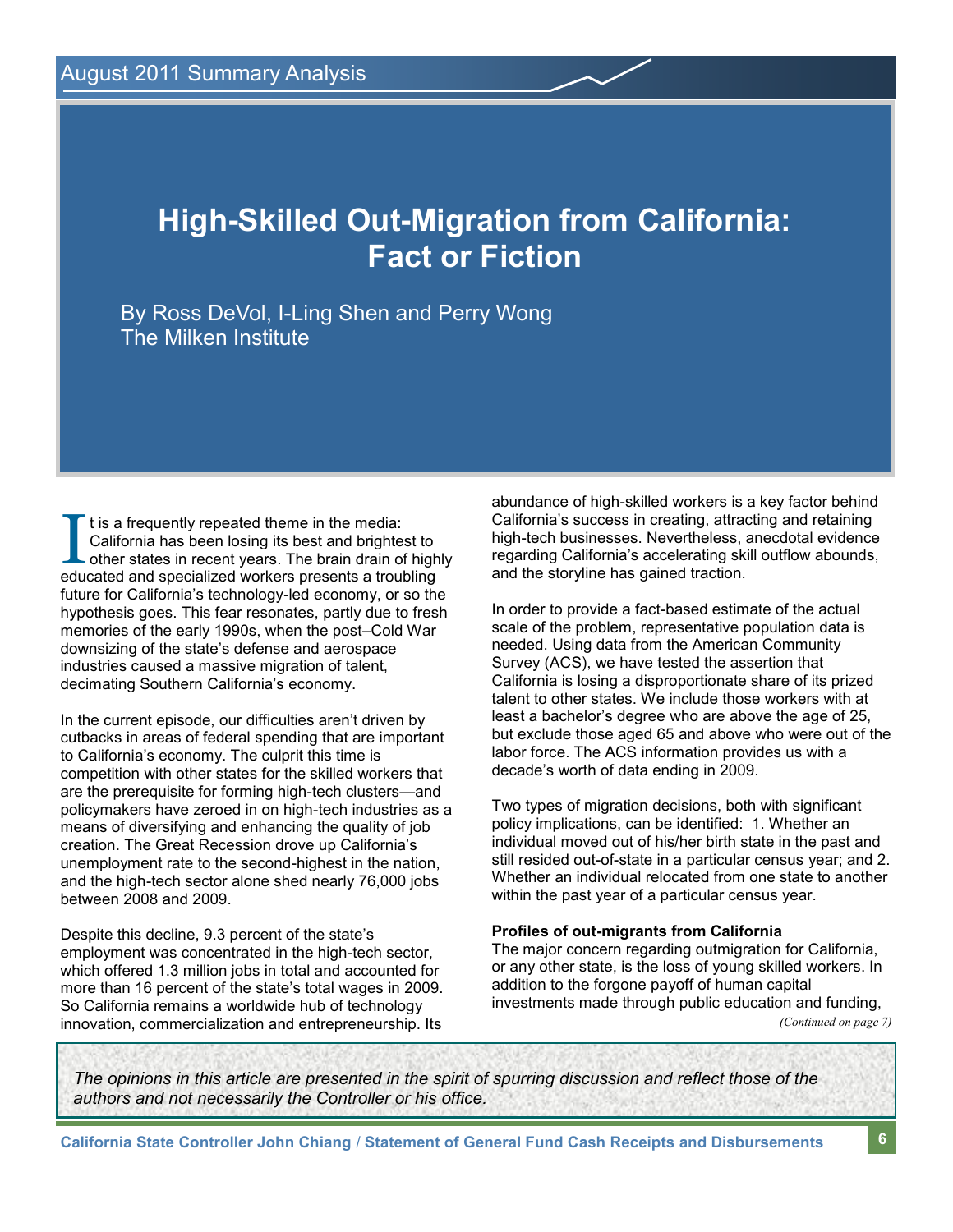August 2011 Summary Analysis

# High-Skilled Out-Migration from California: Fact or Fiction

By Ross DeVol, I-Ling Shen and Perry Wong
The Milken Institute

It is a frequently repeated theme in the media: California has been losing its best and brightest to other states in recent years. The brain drain of highly educated and specialized workers presents a troubling future for California's technology-led economy, or so the hypothesis goes. This fear resonates, partly due to fresh memories of the early 1990s, when the post–Cold War downsizing of the state's defense and aerospace industries caused a massive migration of talent, decimating Southern California's economy.

In the current episode, our difficulties aren't driven by cutbacks in areas of federal spending that are important to California's economy. The culprit this time is competition with other states for the skilled workers that are the prerequisite for forming high-tech clusters—and policymakers have zeroed in on high-tech industries as a means of diversifying and enhancing the quality of job creation. The Great Recession drove up California's unemployment rate to the second-highest in the nation, and the high-tech sector alone shed nearly 76,000 jobs between 2008 and 2009.

Despite this decline, 9.3 percent of the state's employment was concentrated in the high-tech sector, which offered 1.3 million jobs in total and accounted for more than 16 percent of the state's total wages in 2009. So California remains a worldwide hub of technology innovation, commercialization and entrepreneurship. Its abundance of high-skilled workers is a key factor behind California's success in creating, attracting and retaining high-tech businesses. Nevertheless, anecdotal evidence regarding California's accelerating skill outflow abounds, and the storyline has gained traction.

In order to provide a fact-based estimate of the actual scale of the problem, representative population data is needed. Using data from the American Community Survey (ACS), we have tested the assertion that California is losing a disproportionate share of its prized talent to other states. We include those workers with at least a bachelor's degree who are above the age of 25, but exclude those aged 65 and above who were out of the labor force. The ACS information provides us with a decade's worth of data ending in 2009.

Two types of migration decisions, both with significant policy implications, can be identified: 1. Whether an individual moved out of his/her birth state in the past and still resided out-of-state in a particular census year; and 2. Whether an individual relocated from one state to another within the past year of a particular census year.

**Profiles of out-migrants from California**

The major concern regarding outmigration for California, or any other state, is the loss of young skilled workers. In addition to the forgone payoff of human capital investments made through public education and funding,

*(Continued on page 7)*

*The opinions in this article are presented in the spirit of spurring discussion and reflect those of the authors and not necessarily the Controller or his office.*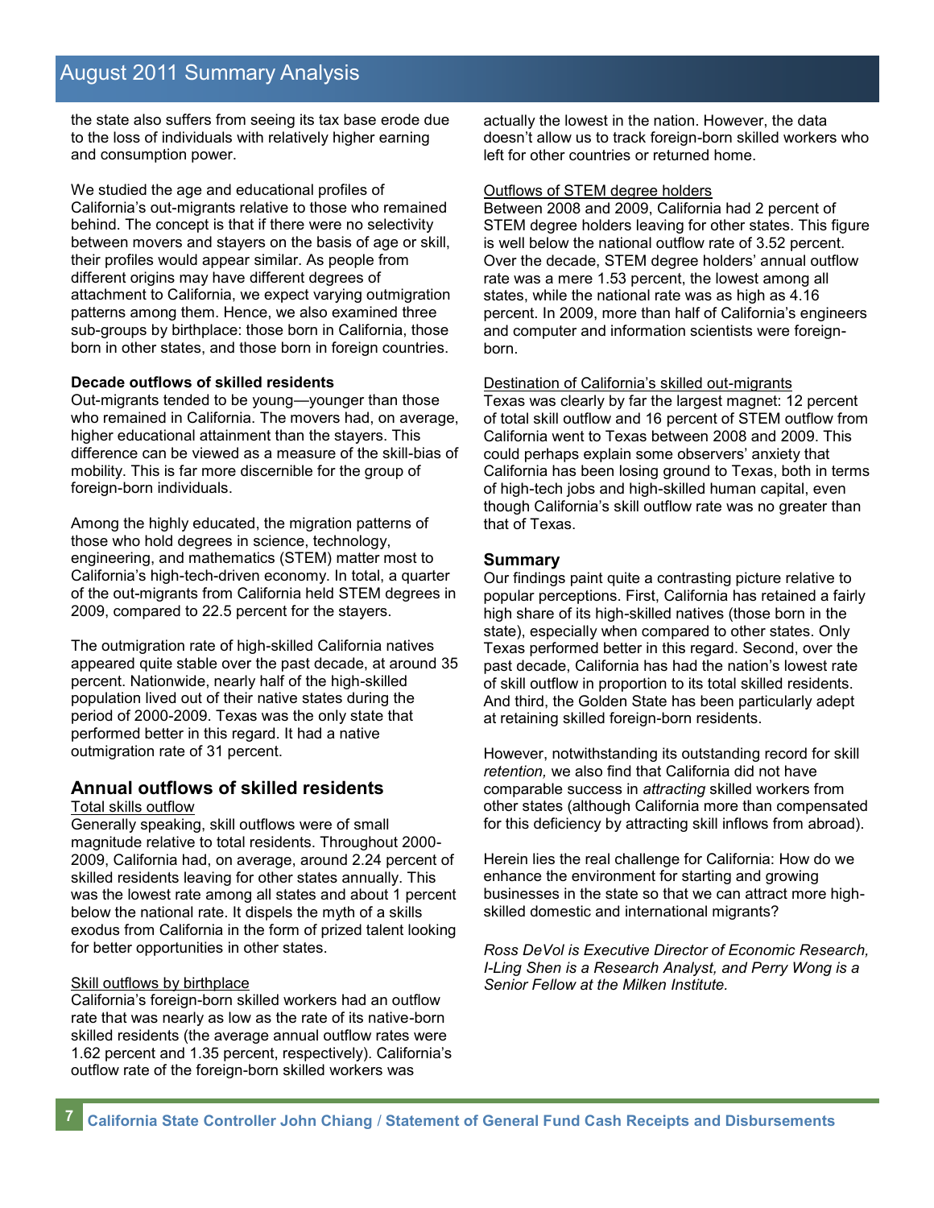the state also suffers from seeing its tax base erode due to the loss of individuals with relatively higher earning and consumption power.

We studied the age and educational profiles of California's out-migrants relative to those who remained behind. The concept is that if there were no selectivity between movers and stayers on the basis of age or skill, their profiles would appear similar. As people from different origins may have different degrees of attachment to California, we expect varying outmigration patterns among them. Hence, we also examined three sub-groups by birthplace: those born in California, those born in other states, and those born in foreign countries.

**Decade outflows of skilled residents**

Out-migrants tended to be young—younger than those who remained in California. The movers had, on average, higher educational attainment than the stayers. This difference can be viewed as a measure of the skill-bias of mobility. This is far more discernible for the group of foreign-born individuals.

Among the highly educated, the migration patterns of those who hold degrees in science, technology, engineering, and mathematics (STEM) matter most to California's high-tech-driven economy. In total, a quarter of the out-migrants from California held STEM degrees in 2009, compared to 22.5 percent for the stayers.

The outmigration rate of high-skilled California natives appeared quite stable over the past decade, at around 35 percent. Nationwide, nearly half of the high-skilled population lived out of their native states during the period of 2000-2009. Texas was the only state that performed better in this regard. It had a native outmigration rate of 31 percent.

## Annual outflows of skilled residents

Total skills outflow

Generally speaking, skill outflows were of small magnitude relative to total residents. Throughout 2000-2009, California had, on average, around 2.24 percent of skilled residents leaving for other states annually. This was the lowest rate among all states and about 1 percent below the national rate. It dispels the myth of a skills exodus from California in the form of prized talent looking for better opportunities in other states.

Skill outflows by birthplace

California's foreign-born skilled workers had an outflow rate that was nearly as low as the rate of its native-born skilled residents (the average annual outflow rates were 1.62 percent and 1.35 percent, respectively). California's outflow rate of the foreign-born skilled workers was actually the lowest in the nation. However, the data doesn't allow us to track foreign-born skilled workers who left for other countries or returned home.

Outflows of STEM degree holders

Between 2008 and 2009, California had 2 percent of STEM degree holders leaving for other states. This figure is well below the national outflow rate of 3.52 percent. Over the decade, STEM degree holders' annual outflow rate was a mere 1.53 percent, the lowest among all states, while the national rate was as high as 4.16 percent. In 2009, more than half of California's engineers and computer and information scientists were foreign-born.

Destination of California's skilled out-migrants

Texas was clearly by far the largest magnet: 12 percent of total skill outflow and 16 percent of STEM outflow from California went to Texas between 2008 and 2009. This could perhaps explain some observers' anxiety that California has been losing ground to Texas, both in terms of high-tech jobs and high-skilled human capital, even though California's skill outflow rate was no greater than that of Texas.

### Summary

Our findings paint quite a contrasting picture relative to popular perceptions. First, California has retained a fairly high share of its high-skilled natives (those born in the state), especially when compared to other states. Only Texas performed better in this regard. Second, over the past decade, California has had the nation's lowest rate of skill outflow in proportion to its total skilled residents. And third, the Golden State has been particularly adept at retaining skilled foreign-born residents.

However, notwithstanding its outstanding record for skill *retention,* we also find that California did not have comparable success in *attracting* skilled workers from other states (although California more than compensated for this deficiency by attracting skill inflows from abroad).

Herein lies the real challenge for California: How do we enhance the environment for starting and growing businesses in the state so that we can attract more high-skilled domestic and international migrants?

*Ross DeVol is Executive Director of Economic Research, I-Ling Shen is a Research Analyst, and Perry Wong is a Senior Fellow at the Milken Institute.*